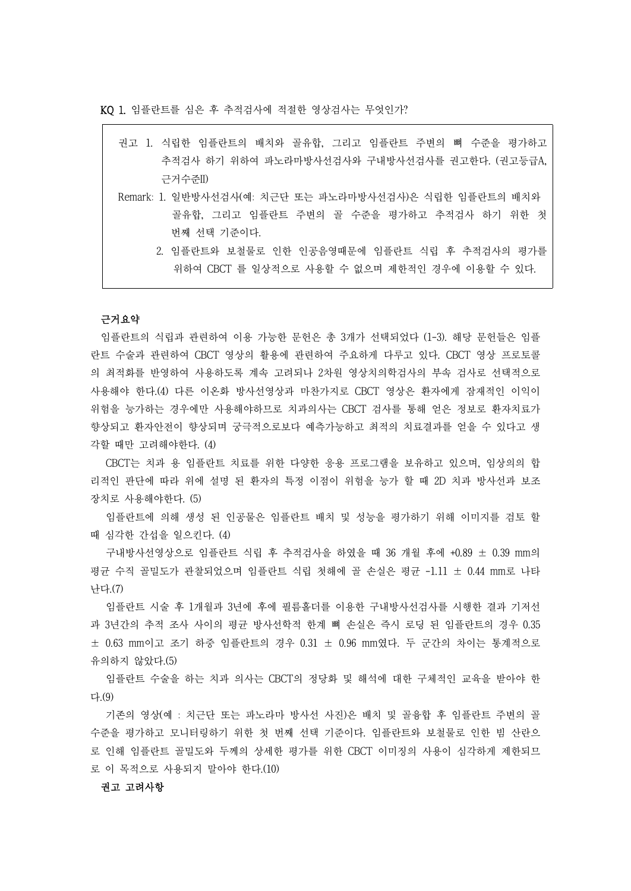KQ 1. 임플란트를 심은 후 추적검사에 적절한 영상검사는 무엇인가?

> 권고 1. 식립한 임플란트의 배치와 골유합, 그리고 임플란트 주변의 뼈 수준을 평가하고 추적검사 하기 위하여 파노라마방사선검사와 구내방사선검사를 권고한다. (권고등급A, 근거수준II)
>
> Remark: 1. 일반방사선검사(예: 치근단 또는 파노라마방사선검사)은 식립한 임플란트의 배치와 골유합, 그리고 임플란트 주변의 골 수준을 평가하고 추적검사 하기 위한 첫 번째 선택 기준이다.
>
> 2. 임플란트와 보철물로 인한 인공음영때문에 임플란트 식립 후 추적검사의 평가를 위하여 CBCT 를 일상적으로 사용할 수 없으며 제한적인 경우에 이용할 수 있다.

**근거요약**

임플란트의 식립과 관련하여 이용 가능한 문헌은 총 3개가 선택되었다 (1-3). 해당 문헌들은 임플란트 수술과 관련하여 CBCT 영상의 활용에 관련하여 주요하게 다루고 있다. CBCT 영상 프로토콜의 최적화를 반영하여 사용하도록 계속 고려되나 2차원 영상치의학검사의 부속 검사로 선택적으로 사용해야 한다.(4) 다른 이온화 방사선영상과 마찬가지로 CBCT 영상은 환자에게 잠재적인 이익이 위험을 능가하는 경우에만 사용해야하므로 치과의사는 CBCT 검사를 통해 얻은 정보로 환자치료가 향상되고 환자안전이 향상되며 궁극적으로보다 예측가능하고 최적의 치료결과를 얻을 수 있다고 생각할 때만 고려해야한다. (4)

CBCT는 치과 용 임플란트 치료를 위한 다양한 응용 프로그램을 보유하고 있으며, 임상의의 합리적인 판단에 따라 위에 설명 된 환자의 특정 이점이 위험을 능가 할 때 2D 치과 방사선과 보조 장치로 사용해야한다. (5)

임플란트에 의해 생성 된 인공물은 임플란트 배치 및 성능을 평가하기 위해 이미지를 검토 할 때 심각한 간섭을 일으킨다. (4)

구내방사선영상으로 임플란트 식립 후 추적검사을 하였을 때 36 개월 후에 +0.89 ± 0.39 mm의 평균 수직 골밀도가 관찰되었으며 임플란트 식립 첫해에 골 손실은 평균 -1.11 ± 0.44 mm로 나타난다.(7)

임플란트 시술 후 1개월과 3년에 후에 필름홀더를 이용한 구내방사선검사를 시행한 결과 기저선과 3년간의 추적 조사 사이의 평균 방사선학적 한계 뼈 손실은 즉시 로딩 된 임플란트의 경우 0.35 ± 0.63 mm이고 조기 하중 임플란트의 경우 0.31 ± 0.96 mm였다. 두 군간의 차이는 통계적으로 유의하지 않았다.(5)

임플란트 수술을 하는 치과 의사는 CBCT의 정당화 및 해석에 대한 구체적인 교육을 받아야 한다.(9)

기존의 영상(예 : 치근단 또는 파노라마 방사선 사진)은 배치 및 골융합 후 임플란트 주변의 골 수준을 평가하고 모니터링하기 위한 첫 번째 선택 기준이다. 임플란트와 보철물로 인한 빔 산란으로 인해 임플란트 골밀도와 두께의 상세한 평가를 위한 CBCT 이미징의 사용이 심각하게 제한되므로 이 목적으로 사용되지 말아야 한다.(10)

**권고 고려사항**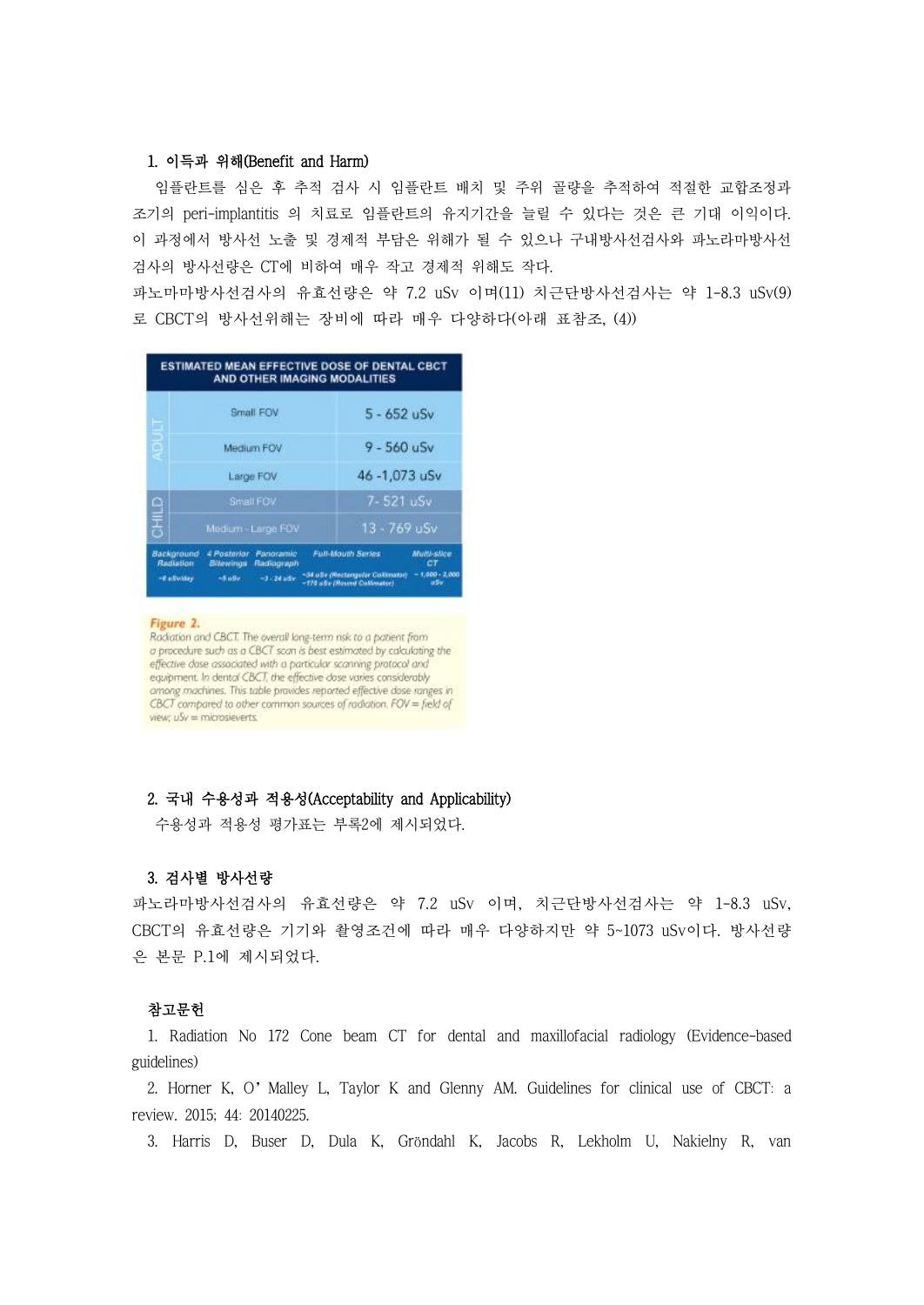### 1. 이득과 위해(Benefit and Harm)

임플란트를 심은 후 추적 검사 시 임플란트 배치 및 주위 골량을 추적하여 적절한 교합조정과 조기의 peri-implantitis 의 치료로 임플란트의 유지기간을 늘릴 수 있다는 것은 큰 기대 이익이다. 이 과정에서 방사선 노출 및 경제적 부담은 위해가 될 수 있으나 구내방사선검사와 파노라마방사선 검사의 방사선량은 CT에 비하여 매우 작고 경제적 위해도 작다.

파노라마방사선검사의 유효선량은 약 7.2 uSv 이며(11) 치근단방사선검사는 약 1-8.3 uSv(9)로 CBCT의 방사선위해는 장비에 따라 매우 다양하다(아래 표참조, (4))

**ESTIMATED MEAN EFFECTIVE DOSE OF DENTAL CBCT AND OTHER IMAGING MODALITIES**

| | | |
|---|---|---|
| ADULT | Small FOV | 5 - 652 uSv |
| | Medium FOV | 9 - 560 uSv |
| | Large FOV | 46 -1,073 uSv |
| CHILD | Small FOV | 7- 521 uSv |
| | Medium - Large FOV | 13 - 769 uSv |

| Background Radiation | 4 Posterior Bitewings | Panoramic Radiograph | Full-Mouth Series | Multi-slice CT |
|---|---|---|---|---|
| ~8 uSv/day | ~5 uSv | ~3 - 24 uSv | ~34 uSv (Rectangular Collimator) ~170 uSv (Round Collimator) | ~1,000 - 2,000 uSv |

Figure 2.
Radiation and CBCT. The overall long-term risk to a patient from a procedure such as a CBCT scan is best estimated by calculating the effective dose associated with a particular scanning protocol and equipment. In dental CBCT, the effective dose varies considerably among machines. This table provides reported effective dose ranges in CBCT compared to other common sources of radiation. FOV = field of view; uSv = microsieverts.

### 2. 국내 수용성과 적용성(Acceptability and Applicability)

수용성과 적용성 평가표는 부록2에 제시되었다.

### 3. 검사별 방사선량

파노라마방사선검사의 유효선량은 약 7.2 uSv 이며, 치근단방사선검사는 약 1-8.3 uSv, CBCT의 유효선량은 기기와 촬영조건에 따라 매우 다양하지만 약 5~1073 uSv이다. 방사선량은 본문 P.1에 제시되었다.

### 참고문헌

1. Radiation No 172 Cone beam CT for dental and maxillofacial radiology (Evidence-based guidelines)
2. Horner K, O' Malley L, Taylor K and Glenny AM. Guidelines for clinical use of CBCT: a review. 2015; 44: 20140225.
3. Harris D, Buser D, Dula K, Gröndahl K, Jacobs R, Lekholm U, Nakielny R, van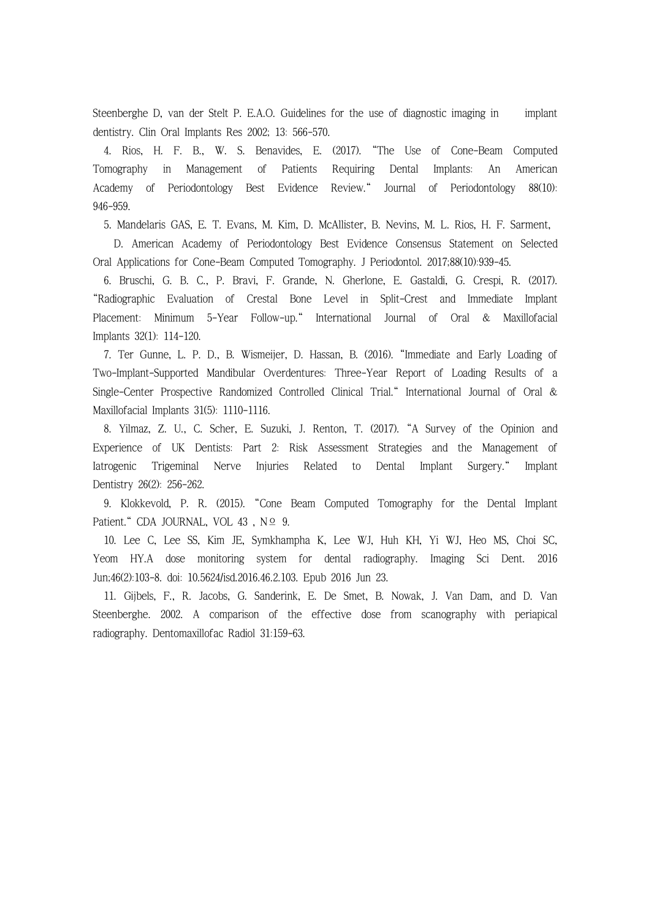Steenberghe D, van der Stelt P. E.A.O. Guidelines for the use of diagnostic imaging in implant dentistry. Clin Oral Implants Res 2002; 13: 566-570.

4. Rios, H. F. B., W. S. Benavides, E. (2017). "The Use of Cone-Beam Computed Tomography in Management of Patients Requiring Dental Implants: An American Academy of Periodontology Best Evidence Review." Journal of Periodontology 88(10): 946-959.

5. Mandelaris GAS, E. T. Evans, M. Kim, D. McAllister, B. Nevins, M. L. Rios, H. F. Sarment, D. American Academy of Periodontology Best Evidence Consensus Statement on Selected Oral Applications for Cone-Beam Computed Tomography. J Periodontol. 2017;88(10):939-45.

6. Bruschi, G. B. C., P. Bravi, F. Grande, N. Gherlone, E. Gastaldi, G. Crespi, R. (2017). "Radiographic Evaluation of Crestal Bone Level in Split-Crest and Immediate Implant Placement: Minimum 5-Year Follow-up." International Journal of Oral & Maxillofacial Implants 32(1): 114-120.

7. Ter Gunne, L. P. D., B. Wismeijer, D. Hassan, B. (2016). "Immediate and Early Loading of Two-Implant-Supported Mandibular Overdentures: Three-Year Report of Loading Results of a Single-Center Prospective Randomized Controlled Clinical Trial." International Journal of Oral & Maxillofacial Implants 31(5): 1110-1116.

8. Yilmaz, Z. U., C. Scher, E. Suzuki, J. Renton, T. (2017). "A Survey of the Opinion and Experience of UK Dentists: Part 2: Risk Assessment Strategies and the Management of Iatrogenic Trigeminal Nerve Injuries Related to Dental Implant Surgery." Implant Dentistry 26(2): 256-262.

9. Klokkevold, P. R. (2015). "Cone Beam Computed Tomography for the Dental Implant Patient." CDA JOURNAL, VOL 43 , Nº 9.

10. Lee C, Lee SS, Kim JE, Symkhampha K, Lee WJ, Huh KH, Yi WJ, Heo MS, Choi SC, Yeom HY.A dose monitoring system for dental radiography. Imaging Sci Dent. 2016 Jun;46(2):103-8. doi: 10.5624/isd.2016.46.2.103. Epub 2016 Jun 23.

11. Gijbels, F., R. Jacobs, G. Sanderink, E. De Smet, B. Nowak, J. Van Dam, and D. Van Steenberghe. 2002. A comparison of the effective dose from scanography with periapical radiography. Dentomaxillofac Radiol 31:159-63.